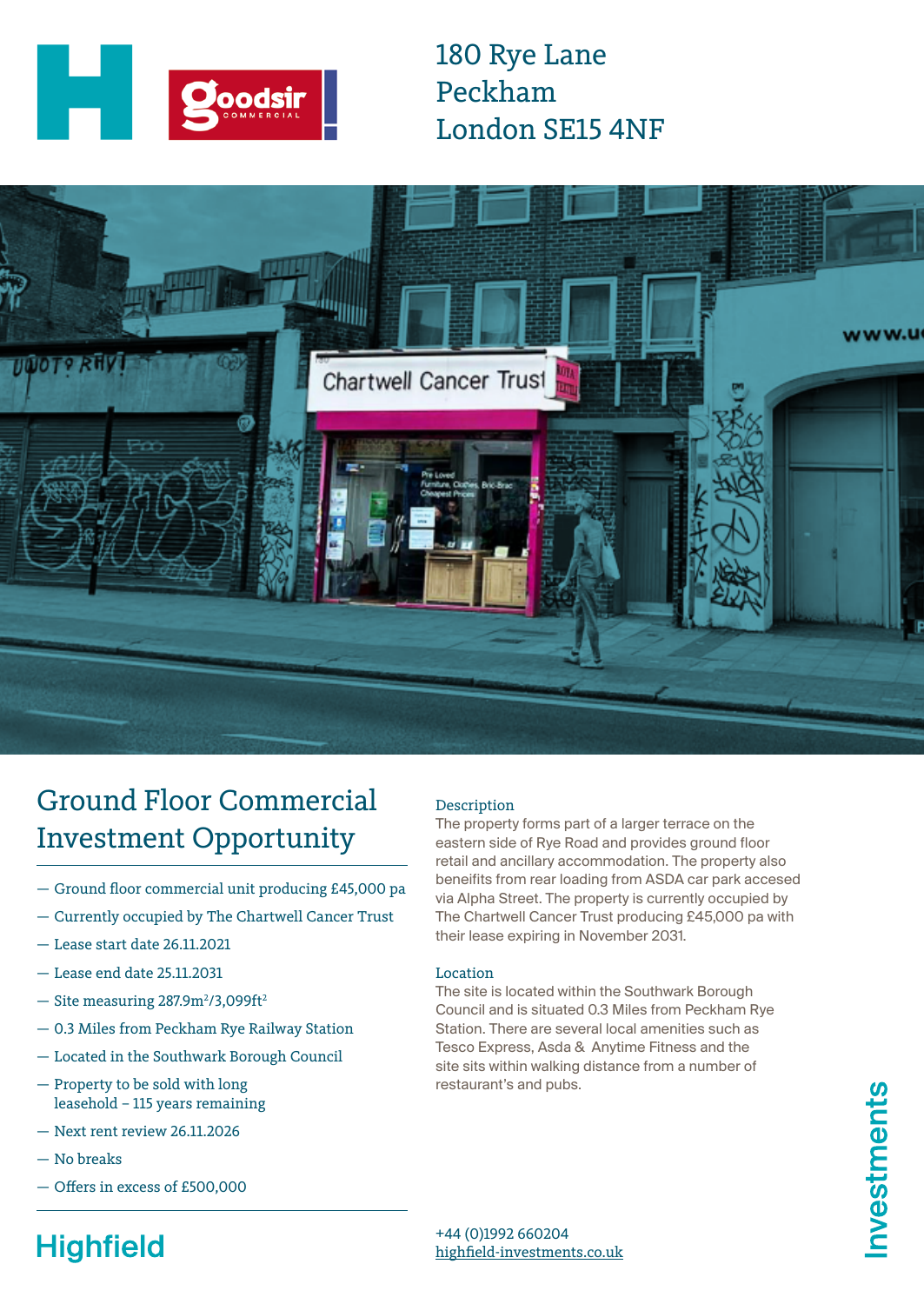# 180 Rye Lane
# Peckham
# London SE15 4NF

## Ground Floor Commercial Investment Opportunity

- Ground floor commercial unit producing £45,000 pa
- Currently occupied by The Chartwell Cancer Trust
- Lease start date 26.11.2021
- Lease end date 25.11.2031
- Site measuring 287.9m$^2$/3,099ft$^2$
- 0.3 Miles from Peckham Rye Railway Station
- Located in the Southwark Borough Council
- Property to be sold with long leasehold – 115 years remaining
- Next rent review 26.11.2026
- No breaks
- Offers in excess of £500,000

### Description

The property forms part of a larger terrace on the eastern side of Rye Road and provides ground floor retail and ancillary accommodation. The property also beneifits from rear loading from ASDA car park accesed via Alpha Street. The property is currently occupied by The Chartwell Cancer Trust producing £45,000 pa with their lease expiring in November 2031.

### Location

The site is located within the Southwark Borough Council and is situated 0.3 Miles from Peckham Rye Station. There are several local amenities such as Tesco Express, Asda & Anytime Fitness and the site sits within walking distance from a number of restaurant's and pubs.

Highfield

+44 (0)1992 660204
highfield-investments.co.uk

Investments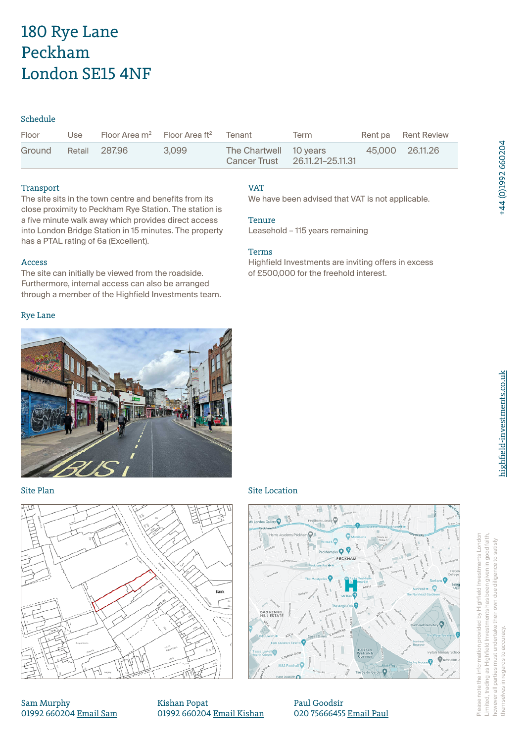# 180 Rye Lane
# Peckham
# London SE15 4NF

## Schedule

| Floor | Use | Floor Area m² | Floor Area ft² | Tenant | Term | Rent pa | Rent Review |
|---|---|---|---|---|---|---|---|
| Ground | Retail | 287.96 | 3,099 | The Chartwell Cancer Trust | 10 years 26.11.21–25.11.31 | 45,000 | 26.11.26 |

### Transport
The site sits in the town centre and benefits from its close proximity to Peckham Rye Station. The station is a five minute walk away which provides direct access into London Bridge Station in 15 minutes. The property has a PTAL rating of 6a (Excellent).

### Access
The site can initially be viewed from the roadside. Furthermore, internal access can also be arranged through a member of the Highfield Investments team.

### VAT
We have been advised that VAT is not applicable.

### Tenure
Leasehold – 115 years remaining

### Terms
Highfield Investments are inviting offers in excess of £500,000 for the freehold interest.

### Rye Lane

### Site Plan

### Site Location

Sam Murphy
01992 660204 Email Sam

Kishan Popat
01992 660204 Email Kishan

Paul Goodsir
020 75666455 Email Paul

+44 (0)1992 660204

highfield-investments.co.uk

Please note the information provided by Highfield Investments London Limited, trading as Highfield Investments has been given in good faith, however all parties must undertake their own due diligence to satisfy themselves in regards to accuracy.